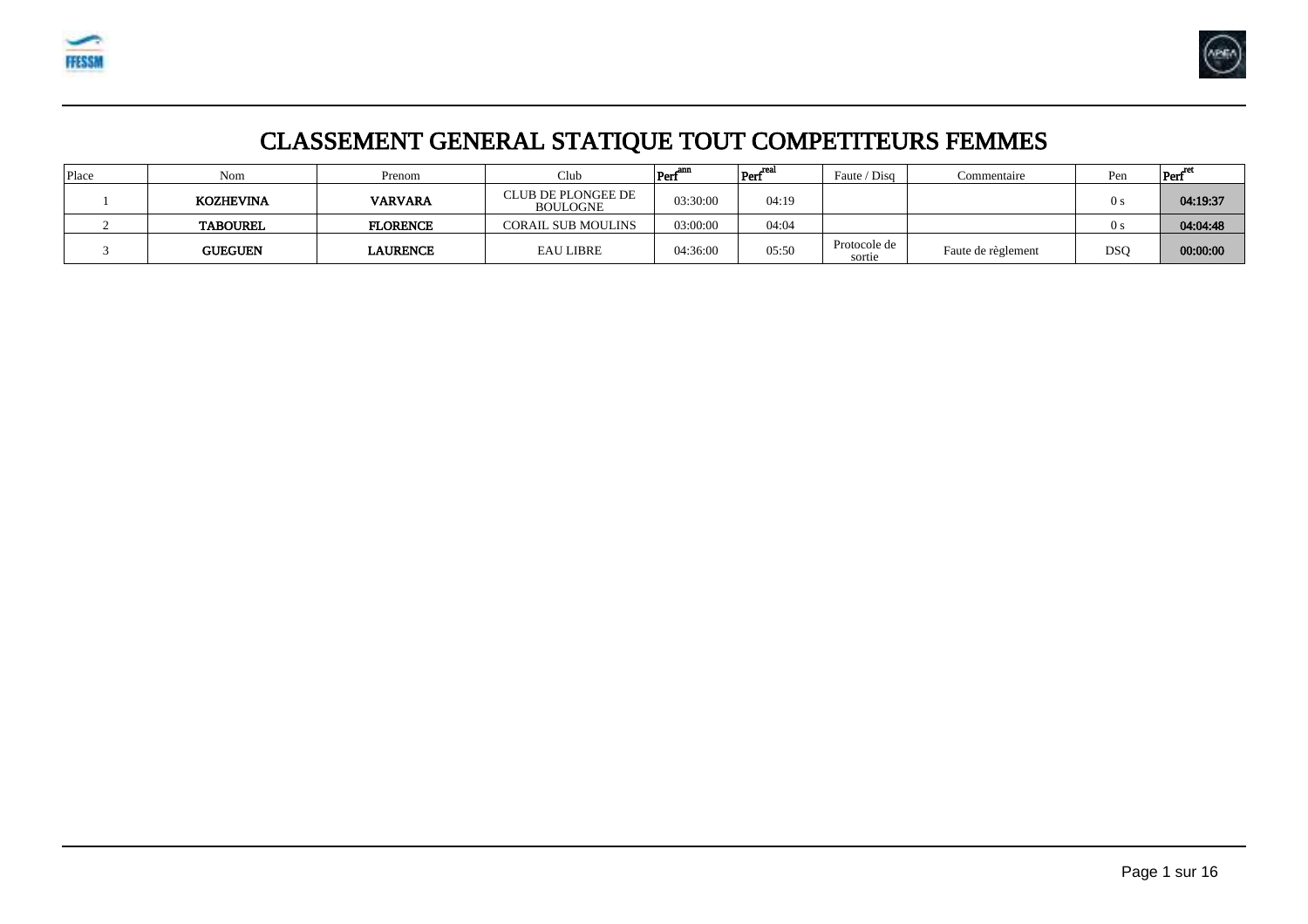# CLASSEMENT GENERAL STATIQUE TOUT COMPETITEURS FEMMES

| Place | Nom | Prenom | Club | $Perf^{ann}$ | $Perf^{real}$ | Faute / Disq | Commentaire | Pen | $Perf^{ret}$ |
|---|---|---|---|---|---|---|---|---|---|
| 1 | **KOZHEVINA** | **VARVARA** | CLUB DE PLONGEE DE BOULOGNE | 03:30:00 | 04:19 | | | 0 s | **04:19:37** |
| 2 | **TABOUREL** | **FLORENCE** | CORAIL SUB MOULINS | 03:00:00 | 04:04 | | | 0 s | **04:04:48** |
| 3 | **GUEGUEN** | **LAURENCE** | EAU LIBRE | 04:36:00 | 05:50 | Protocole de sortie | Faute de règlement | DSQ | **00:00:00** |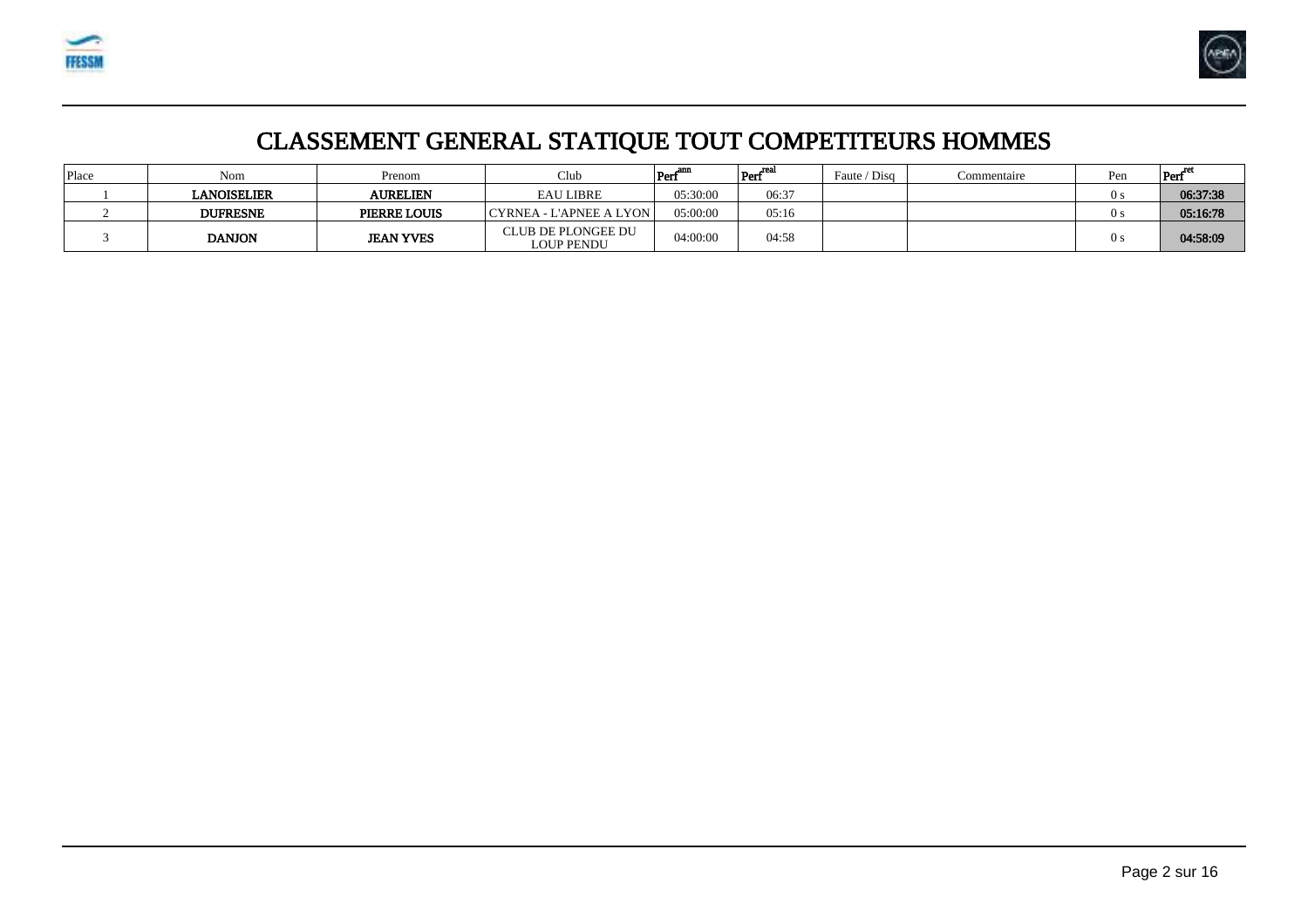# CLASSEMENT GENERAL STATIQUE TOUT COMPETITEURS HOMMES

| Place | Nom | Prenom | Club | $Perf^{ann}$ | $Perf^{real}$ | Faute / Disq | Commentaire | Pen | $Perf^{ret}$ |
|---|---|---|---|---|---|---|---|---|---|
| 1 | **LANOISELIER** | **AURELIEN** | EAU LIBRE | 05:30:00 | 06:37 | | | 0 s | **06:37:38** |
| 2 | **DUFRESNE** | **PIERRE LOUIS** | CYRNEA - L'APNEE A LYON | 05:00:00 | 05:16 | | | 0 s | **05:16:78** |
| 3 | **DANJON** | **JEAN YVES** | CLUB DE PLONGEE DU LOUP PENDU | 04:00:00 | 04:58 | | | 0 s | **04:58:09** |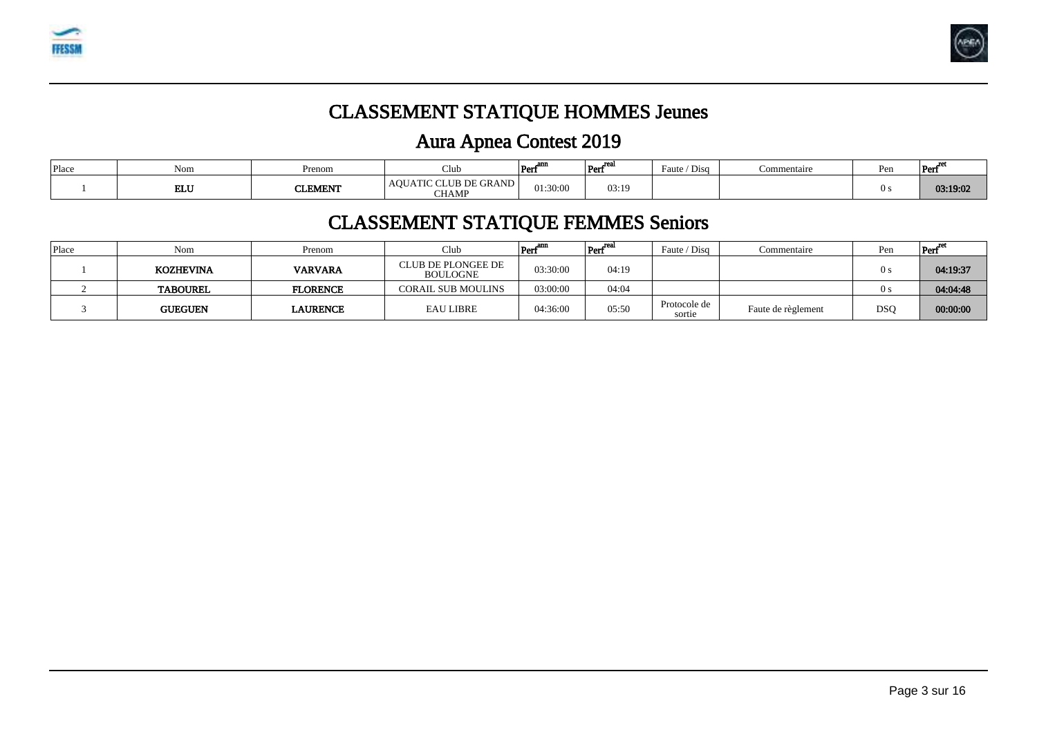# CLASSEMENT STATIQUE HOMMES Jeunes

## Aura Apnea Contest 2019

| Place | Nom | Prenom | Club | $Perf^{ann}$ | $Perf^{real}$ | Faute / Disq | Commentaire | Pen | $Perf^{ret}$ |
|---|---|---|---|---|---|---|---|---|---|
| 1 | **ELU** | **CLEMENT** | AQUATIC CLUB DE GRAND CHAMP | 01:30:00 | 03:19 | | | 0 s | **03:19:02** |

# CLASSEMENT STATIQUE FEMMES Seniors

| Place | Nom | Prenom | Club | $Perf^{ann}$ | $Perf^{real}$ | Faute / Disq | Commentaire | Pen | $Perf^{ret}$ |
|---|---|---|---|---|---|---|---|---|---|
| 1 | **KOZHEVINA** | **VARVARA** | CLUB DE PLONGEE DE BOULOGNE | 03:30:00 | 04:19 | | | 0 s | **04:19:37** |
| 2 | **TABOUREL** | **FLORENCE** | CORAIL SUB MOULINS | 03:00:00 | 04:04 | | | 0 s | **04:04:48** |
| 3 | **GUEGUEN** | **LAURENCE** | EAU LIBRE | 04:36:00 | 05:50 | Protocole de sortie | Faute de règlement | DSQ | **00:00:00** |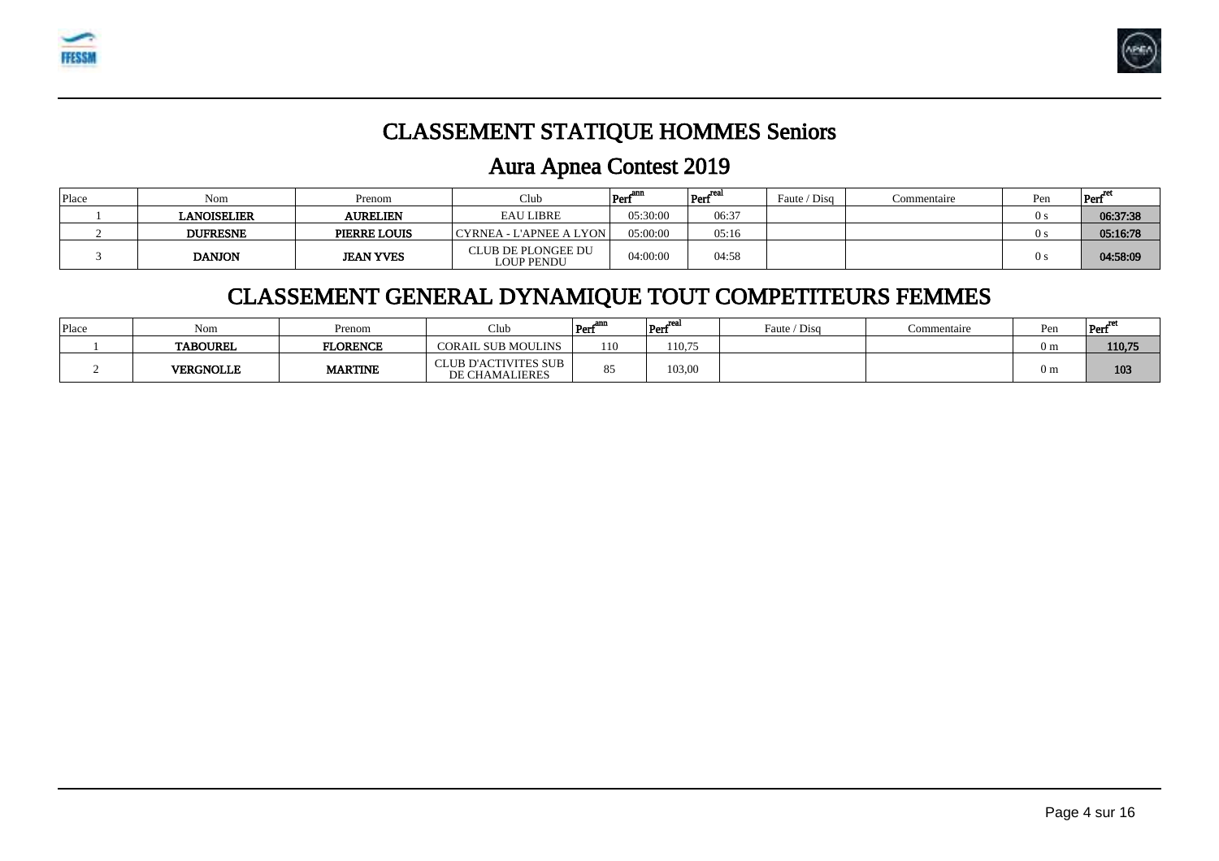# CLASSEMENT STATIQUE HOMMES Seniors

## Aura Apnea Contest 2019

| Place | Nom | Prenom | Club | Perf$^{ann}$ | Perf$^{real}$ | Faute / Disq | Commentaire | Pen | Perf$^{ret}$ |
|---|---|---|---|---|---|---|---|---|---|
| 1 | **LANOISELIER** | **AURELIEN** | EAU LIBRE | 05:30:00 | 06:37 | | | 0 s | **06:37:38** |
| 2 | **DUFRESNE** | **PIERRE LOUIS** | CYRNEA - L'APNEE A LYON | 05:00:00 | 05:16 | | | 0 s | **05:16:78** |
| 3 | **DANJON** | **JEAN YVES** | CLUB DE PLONGEE DU LOUP PENDU | 04:00:00 | 04:58 | | | 0 s | **04:58:09** |

# CLASSEMENT GENERAL DYNAMIQUE TOUT COMPETITEURS FEMMES

| Place | Nom | Prenom | Club | Perf$^{ann}$ | Perf$^{real}$ | Faute / Disq | Commentaire | Pen | Perf$^{ret}$ |
|---|---|---|---|---|---|---|---|---|---|
| 1 | **TABOUREL** | **FLORENCE** | CORAIL SUB MOULINS | 110 | 110,75 | | | 0 m | **110,75** |
| 2 | **VERGNOLLE** | **MARTINE** | CLUB D'ACTIVITES SUB DE CHAMALIERES | 85 | 103,00 | | | 0 m | **103** |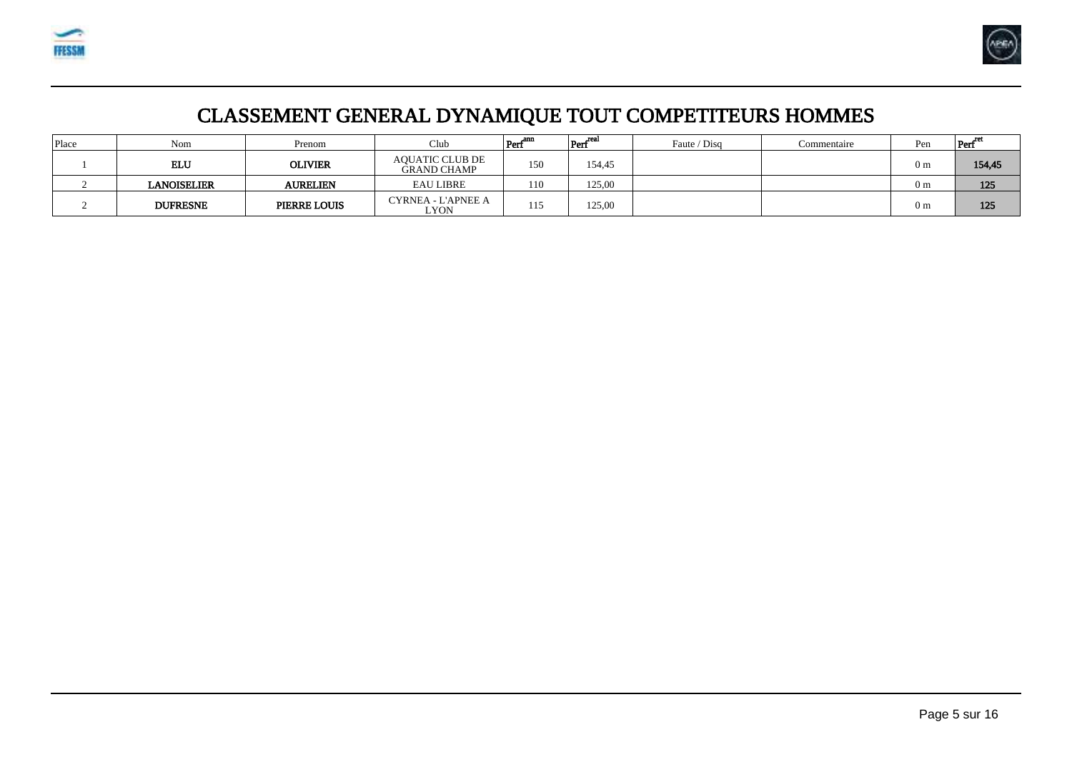# CLASSEMENT GENERAL DYNAMIQUE TOUT COMPETITEURS HOMMES

| Place | Nom | Prenom | Club | $Perf^{ann}$ | $Perf^{real}$ | Faute / Disq | Commentaire | Pen | $Perf^{ret}$ |
|---|---|---|---|---|---|---|---|---|---|
| 1 | **ELU** | **OLIVIER** | AQUATIC CLUB DE GRAND CHAMP | 150 | 154,45 | | | 0 m | **154,45** |
| 2 | **LANOISELIER** | **AURELIEN** | EAU LIBRE | 110 | 125,00 | | | 0 m | **125** |
| 2 | **DUFRESNE** | **PIERRE LOUIS** | CYRNEA - L'APNEE A LYON | 115 | 125,00 | | | 0 m | **125** |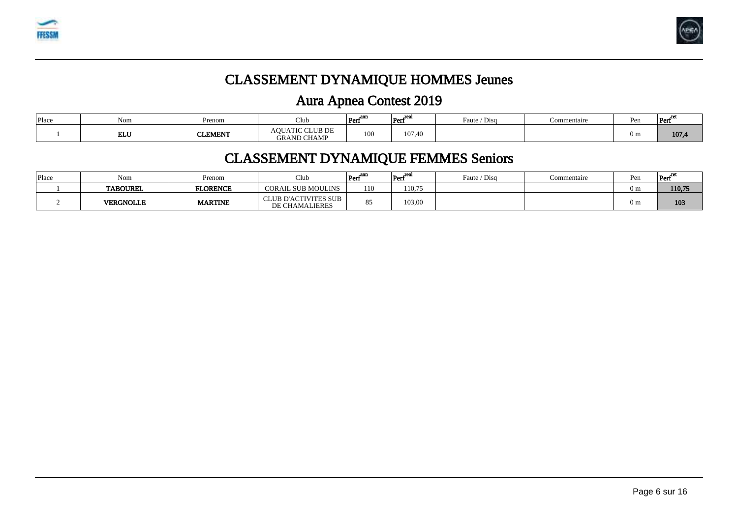# CLASSEMENT DYNAMIQUE HOMMES Jeunes

## Aura Apnea Contest 2019

| Place | Nom | Prenom | Club | $Perf^{ann}$ | $Perf^{real}$ | Faute / Disq | Commentaire | Pen | $Perf^{ret}$ |
|---|---|---|---|---|---|---|---|---|---|
| 1 | **ELU** | **CLEMENT** | AQUATIC CLUB DE GRAND CHAMP | 100 | 107,40 | | | 0 m | **107,4** |

# CLASSEMENT DYNAMIQUE FEMMES Seniors

| Place | Nom | Prenom | Club | $Perf^{ann}$ | $Perf^{real}$ | Faute / Disq | Commentaire | Pen | $Perf^{ret}$ |
|---|---|---|---|---|---|---|---|---|---|
| 1 | **TABOUREL** | **FLORENCE** | CORAIL SUB MOULINS | 110 | 110,75 | | | 0 m | **110,75** |
| 2 | **VERGNOLLE** | **MARTINE** | CLUB D'ACTIVITES SUB DE CHAMALIERES | 85 | 103,00 | | | 0 m | **103** |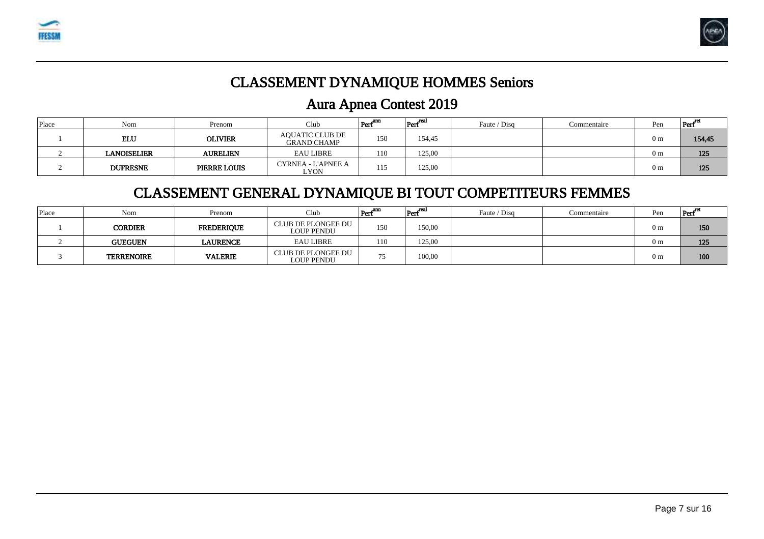# CLASSEMENT DYNAMIQUE HOMMES Seniors

## Aura Apnea Contest 2019

| Place | Nom | Prenom | Club | Perf ann | Perf real | Faute / Disq | Commentaire | Pen | Perf ret |
|---|---|---|---|---|---|---|---|---|---|
| 1 | **ELU** | **OLIVIER** | AQUATIC CLUB DE GRAND CHAMP | 150 | 154,45 | | | 0 m | **154,45** |
| 2 | **LANOISELIER** | **AURELIEN** | EAU LIBRE | 110 | 125,00 | | | 0 m | **125** |
| 2 | **DUFRESNE** | **PIERRE LOUIS** | CYRNEA - L'APNEE A LYON | 115 | 125,00 | | | 0 m | **125** |

# CLASSEMENT GENERAL DYNAMIQUE BI TOUT COMPETITEURS FEMMES

| Place | Nom | Prenom | Club | Perf ann | Perf real | Faute / Disq | Commentaire | Pen | Perf ret |
|---|---|---|---|---|---|---|---|---|---|
| 1 | **CORDIER** | **FREDERIQUE** | CLUB DE PLONGEE DU LOUP PENDU | 150 | 150,00 | | | 0 m | **150** |
| 2 | **GUEGUEN** | **LAURENCE** | EAU LIBRE | 110 | 125,00 | | | 0 m | **125** |
| 3 | **TERRENOIRE** | **VALERIE** | CLUB DE PLONGEE DU LOUP PENDU | 75 | 100,00 | | | 0 m | **100** |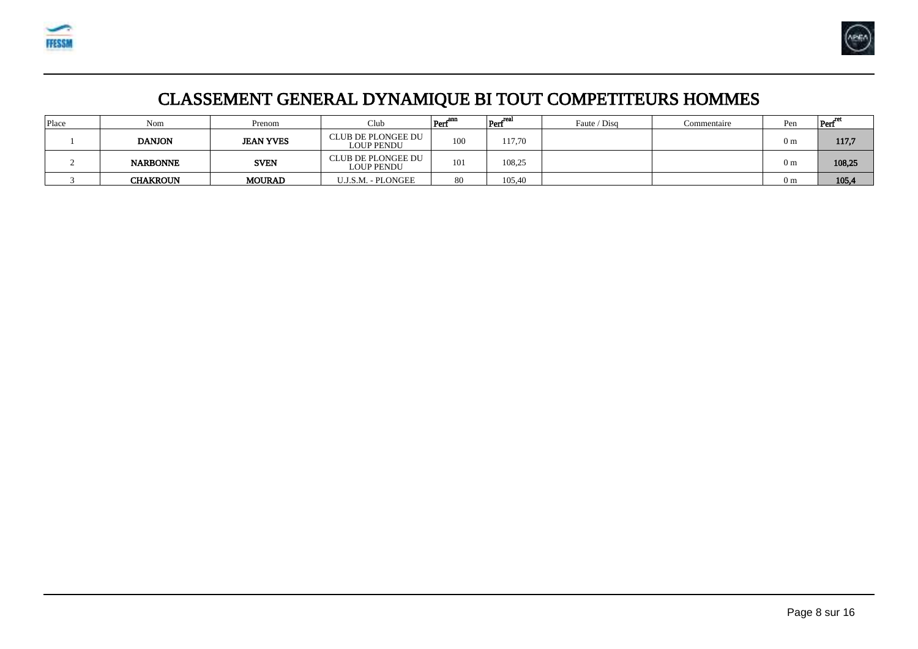# CLASSEMENT GENERAL DYNAMIQUE BI TOUT COMPETITEURS HOMMES

| Place | Nom | Prenom | Club | $Perf^{ann}$ | $Perf^{real}$ | Faute / Disq | Commentaire | Pen | $Perf^{ret}$ |
|---|---|---|---|---|---|---|---|---|---|
| 1 | **DANJON** | **JEAN YVES** | CLUB DE PLONGEE DU LOUP PENDU | 100 | 117,70 | | | 0 m | **117,7** |
| 2 | **NARBONNE** | **SVEN** | CLUB DE PLONGEE DU LOUP PENDU | 101 | 108,25 | | | 0 m | **108,25** |
| 3 | **CHAKROUN** | **MOURAD** | U.J.S.M. - PLONGEE | 80 | 105,40 | | | 0 m | **105,4** |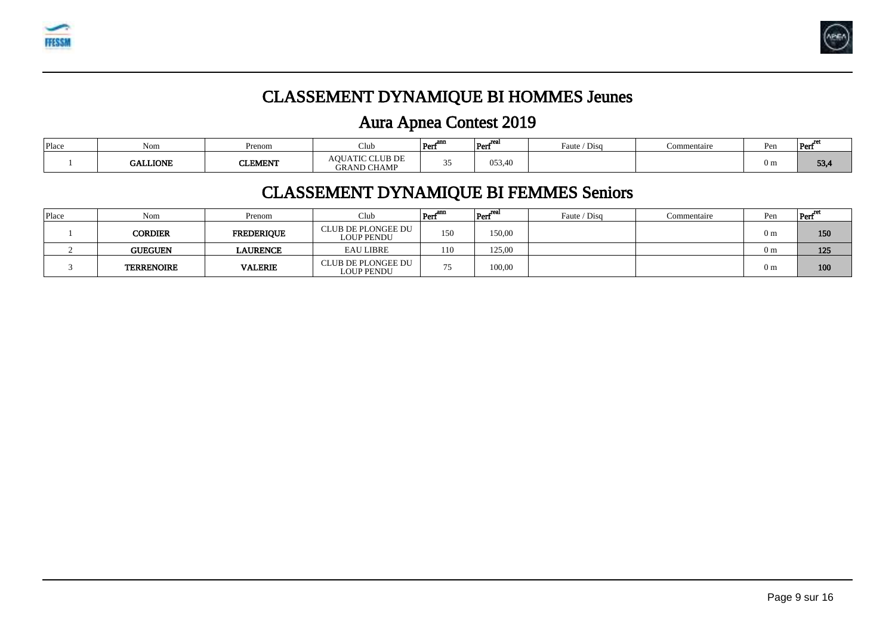# CLASSEMENT DYNAMIQUE BI HOMMES Jeunes

## Aura Apnea Contest 2019

| Place | Nom | Prenom | Club | Perf$^{ann}$ | Perf$^{real}$ | Faute / Disq | Commentaire | Pen | Perf$^{ret}$ |
|---|---|---|---|---|---|---|---|---|---|
| 1 | **GALLIONE** | **CLEMENT** | AQUATIC CLUB DE GRAND CHAMP | 35 | 053,40 | | | 0 m | **53,4** |

# CLASSEMENT DYNAMIQUE BI FEMMES Seniors

| Place | Nom | Prenom | Club | Perf$^{ann}$ | Perf$^{real}$ | Faute / Disq | Commentaire | Pen | Perf$^{ret}$ |
|---|---|---|---|---|---|---|---|---|---|
| 1 | **CORDIER** | **FREDERIQUE** | CLUB DE PLONGEE DU LOUP PENDU | 150 | 150,00 | | | 0 m | **150** |
| 2 | **GUEGUEN** | **LAURENCE** | EAU LIBRE | 110 | 125,00 | | | 0 m | **125** |
| 3 | **TERRENOIRE** | **VALERIE** | CLUB DE PLONGEE DU LOUP PENDU | 75 | 100,00 | | | 0 m | **100** |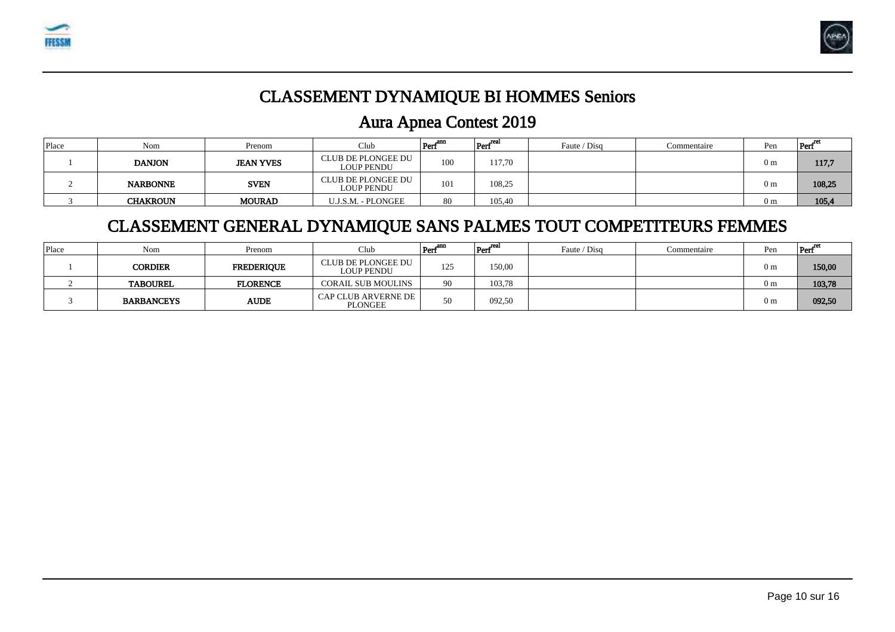# CLASSEMENT DYNAMIQUE BI HOMMES Seniors

## Aura Apnea Contest 2019

| Place | Nom | Prenom | Club | $Perf^{ann}$ | $Perf^{real}$ | Faute / Disq | Commentaire | Pen | $Perf^{ret}$ |
|---|---|---|---|---|---|---|---|---|---|
| 1 | **DANJON** | **JEAN YVES** | CLUB DE PLONGEE DU LOUP PENDU | 100 | 117,70 | | | 0 m | **117,7** |
| 2 | **NARBONNE** | **SVEN** | CLUB DE PLONGEE DU LOUP PENDU | 101 | 108,25 | | | 0 m | **108,25** |
| 3 | **CHAKROUN** | **MOURAD** | U.J.S.M. - PLONGEE | 80 | 105,40 | | | 0 m | **105,4** |

# CLASSEMENT GENERAL DYNAMIQUE SANS PALMES TOUT COMPETITEURS FEMMES

| Place | Nom | Prenom | Club | $Perf^{ann}$ | $Perf^{real}$ | Faute / Disq | Commentaire | Pen | $Perf^{ret}$ |
|---|---|---|---|---|---|---|---|---|---|
| 1 | **CORDIER** | **FREDERIQUE** | CLUB DE PLONGEE DU LOUP PENDU | 125 | 150,00 | | | 0 m | **150,00** |
| 2 | **TABOUREL** | **FLORENCE** | CORAIL SUB MOULINS | 90 | 103,78 | | | 0 m | **103,78** |
| 3 | **BARBANCEYS** | **AUDE** | CAP CLUB ARVERNE DE PLONGEE | 50 | 092,50 | | | 0 m | **092,50** |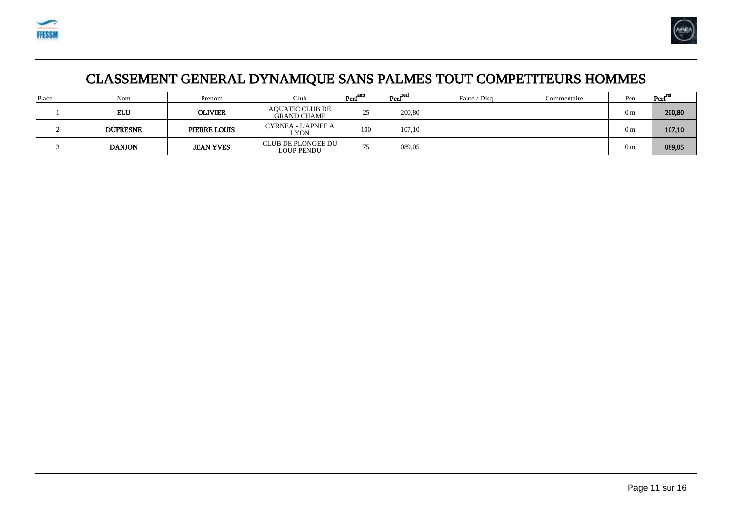# CLASSEMENT GENERAL DYNAMIQUE SANS PALMES TOUT COMPETITEURS HOMMES

| Place | Nom | Prenom | Club | $Perf^{ann}$ | $Perf^{real}$ | Faute / Disq | Commentaire | Pen | $Perf^{ret}$ |
|---|---|---|---|---|---|---|---|---|---|
| 1 | **ELU** | **OLIVIER** | AQUATIC CLUB DE GRAND CHAMP | 25 | 200,80 | | | 0 m | **200,80** |
| 2 | **DUFRESNE** | **PIERRE LOUIS** | CYRNEA - L'APNEE A LYON | 100 | 107,10 | | | 0 m | **107,10** |
| 3 | **DANJON** | **JEAN YVES** | CLUB DE PLONGEE DU LOUP PENDU | 75 | 089,05 | | | 0 m | **089,05** |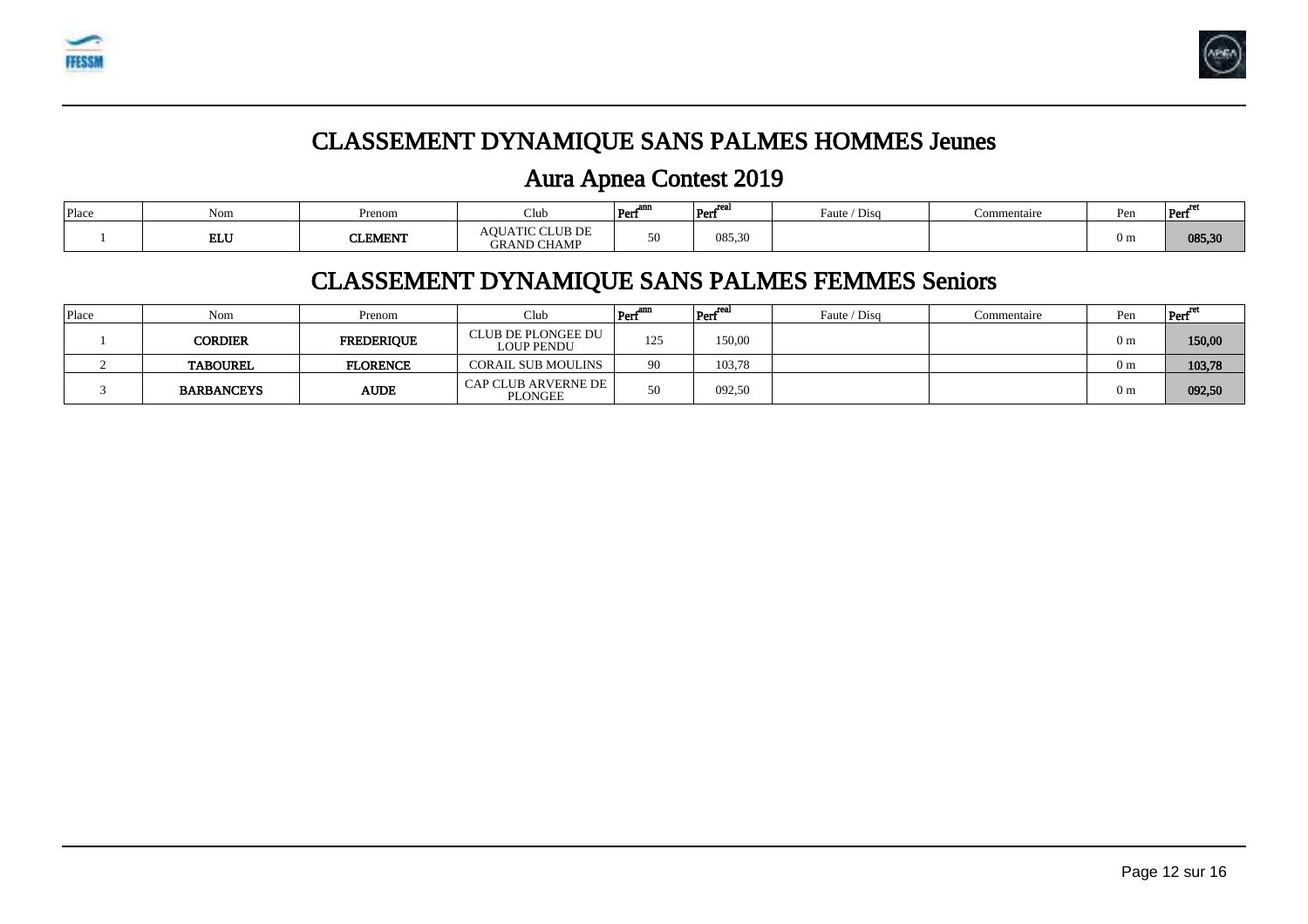# CLASSEMENT DYNAMIQUE SANS PALMES HOMMES Jeunes

## Aura Apnea Contest 2019

| Place | Nom | Prenom | Club | $Perf^{ann}$ | $Perf^{real}$ | Faute / Disq | Commentaire | Pen | $Perf^{ret}$ |
|---|---|---|---|---|---|---|---|---|---|
| 1 | **ELU** | **CLEMENT** | AQUATIC CLUB DE GRAND CHAMP | 50 | 085,30 | | | 0 m | **085,30** |

# CLASSEMENT DYNAMIQUE SANS PALMES FEMMES Seniors

| Place | Nom | Prenom | Club | $Perf^{ann}$ | $Perf^{real}$ | Faute / Disq | Commentaire | Pen | $Perf^{ret}$ |
|---|---|---|---|---|---|---|---|---|---|
| 1 | **CORDIER** | **FREDERIQUE** | CLUB DE PLONGEE DU LOUP PENDU | 125 | 150,00 | | | 0 m | **150,00** |
| 2 | **TABOUREL** | **FLORENCE** | CORAIL SUB MOULINS | 90 | 103,78 | | | 0 m | **103,78** |
| 3 | **BARBANCEYS** | **AUDE** | CAP CLUB ARVERNE DE PLONGEE | 50 | 092,50 | | | 0 m | **092,50** |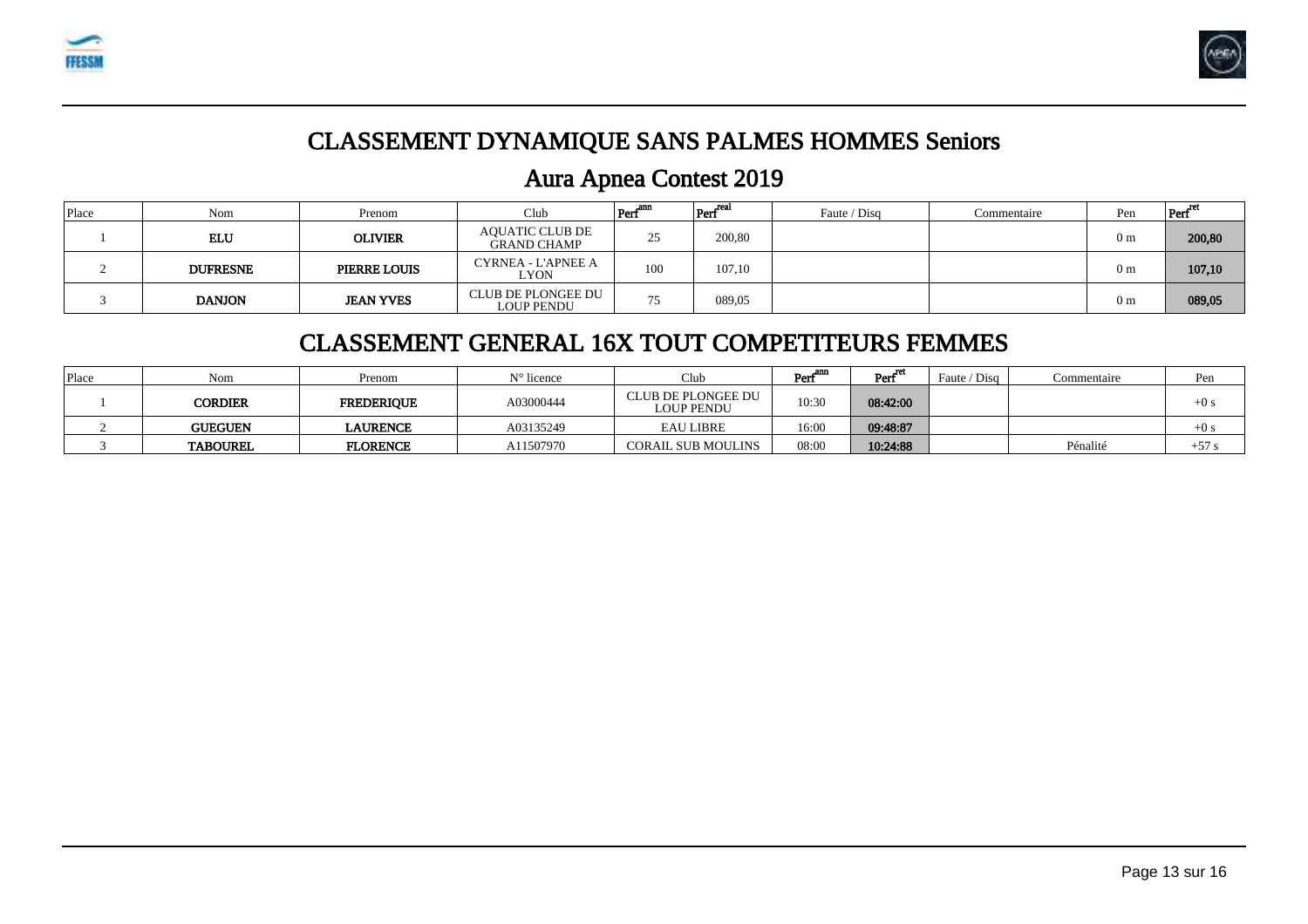# CLASSEMENT DYNAMIQUE SANS PALMES HOMMES Seniors

## Aura Apnea Contest 2019

| Place | Nom | Prenom | Club | $Perf^{ann}$ | $Perf^{real}$ | Faute / Disq | Commentaire | Pen | $Perf^{ret}$ |
|---|---|---|---|---|---|---|---|---|---|
| 1 | **ELU** | **OLIVIER** | AQUATIC CLUB DE GRAND CHAMP | 25 | 200,80 | | | 0 m | **200,80** |
| 2 | **DUFRESNE** | **PIERRE LOUIS** | CYRNEA - L'APNEE A LYON | 100 | 107,10 | | | 0 m | **107,10** |
| 3 | **DANJON** | **JEAN YVES** | CLUB DE PLONGEE DU LOUP PENDU | 75 | 089,05 | | | 0 m | **089,05** |

# CLASSEMENT GENERAL 16X TOUT COMPETITEURS FEMMES

| Place | Nom | Prenom | N° licence | Club | $Perf^{ann}$ | $Perf^{ret}$ | Faute / Disq | Commentaire | Pen |
|---|---|---|---|---|---|---|---|---|---|
| 1 | **CORDIER** | **FREDERIQUE** | A03000444 | CLUB DE PLONGEE DU LOUP PENDU | 10:30 | **08:42:00** | | | +0 s |
| 2 | **GUEGUEN** | **LAURENCE** | A03135249 | EAU LIBRE | 16:00 | **09:48:87** | | | +0 s |
| 3 | **TABOUREL** | **FLORENCE** | A11507970 | CORAIL SUB MOULINS | 08:00 | **10:24:88** | | Pénalité | +57 s |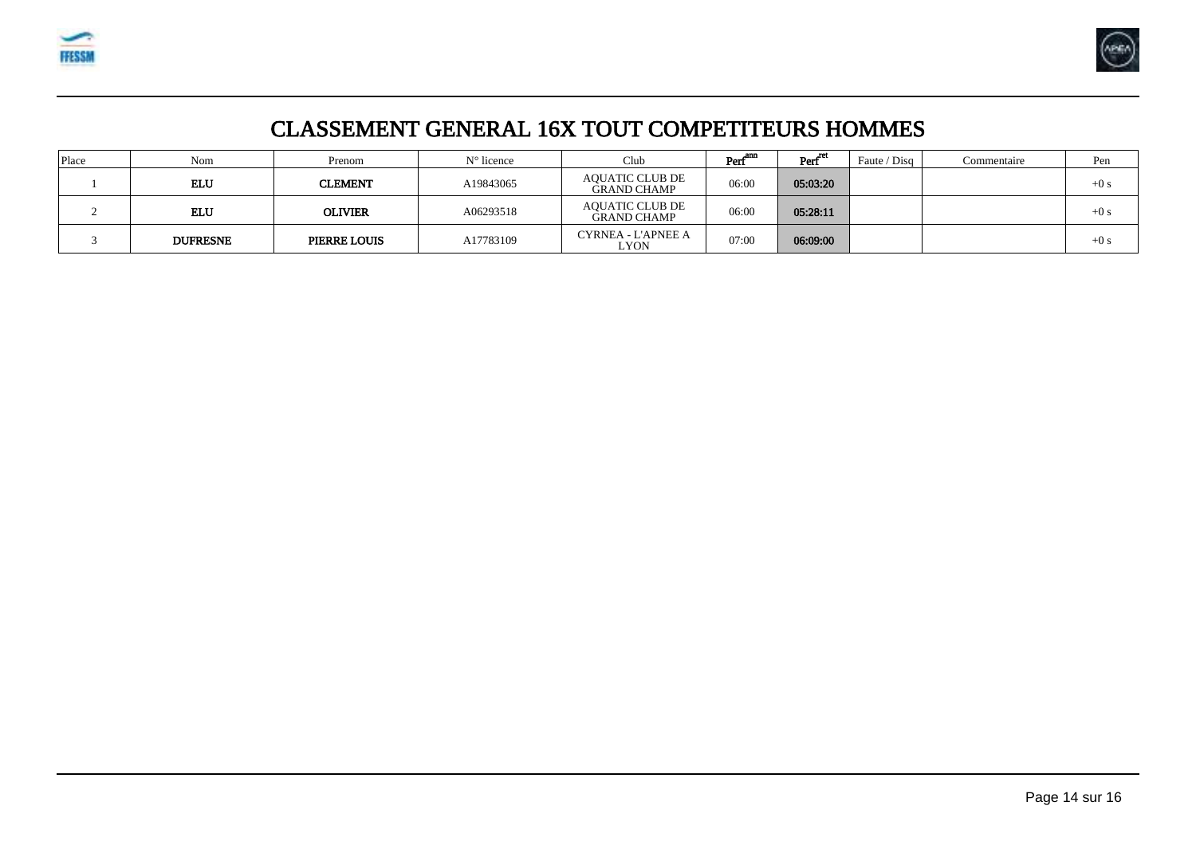# CLASSEMENT GENERAL 16X TOUT COMPETITEURS HOMMES

| Place | Nom | Prenom | N° licence | Club | Perf ann | Perf ret | Faute / Disq | Commentaire | Pen |
|---|---|---|---|---|---|---|---|---|---|
| 1 | **ELU** | **CLEMENT** | A19843065 | AQUATIC CLUB DE GRAND CHAMP | 06:00 | **05:03:20** | | | +0 s |
| 2 | **ELU** | **OLIVIER** | A06293518 | AQUATIC CLUB DE GRAND CHAMP | 06:00 | **05:28:11** | | | +0 s |
| 3 | **DUFRESNE** | **PIERRE LOUIS** | A17783109 | CYRNEA - L'APNEE A LYON | 07:00 | **06:09:00** | | | +0 s |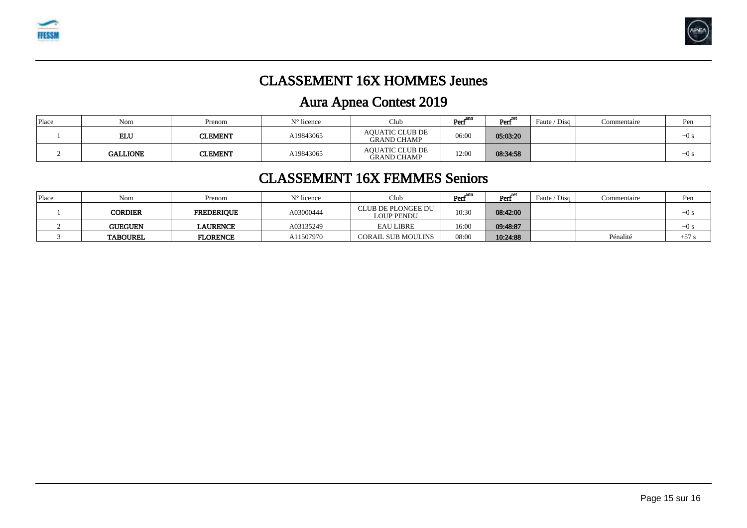# CLASSEMENT 16X HOMMES Jeunes

## Aura Apnea Contest 2019

| Place | Nom | Prenom | N° licence | Club | Perf[ann] | Perf[ret] | Faute / Disq | Commentaire | Pen |
|---|---|---|---|---|---|---|---|---|---|
| 1 | **ELU** | **CLEMENT** | A19843065 | AQUATIC CLUB DE GRAND CHAMP | 06:00 | **05:03:20** | | | +0 s |
| 2 | **GALLIONE** | **CLEMENT** | A19843065 | AQUATIC CLUB DE GRAND CHAMP | 12:00 | **08:34:58** | | | +0 s |

# CLASSEMENT 16X FEMMES Seniors

| Place | Nom | Prenom | N° licence | Club | Perf[ann] | Perf[ret] | Faute / Disq | Commentaire | Pen |
|---|---|---|---|---|---|---|---|---|---|
| 1 | **CORDIER** | **FREDERIQUE** | A03000444 | CLUB DE PLONGEE DU LOUP PENDU | 10:30 | **08:42:00** | | | +0 s |
| 2 | **GUEGUEN** | **LAURENCE** | A03135249 | EAU LIBRE | 16:00 | **09:48:87** | | | +0 s |
| 3 | **TABOUREL** | **FLORENCE** | A11507970 | CORAIL SUB MOULINS | 08:00 | **10:24:88** | | Pénalité | +57 s |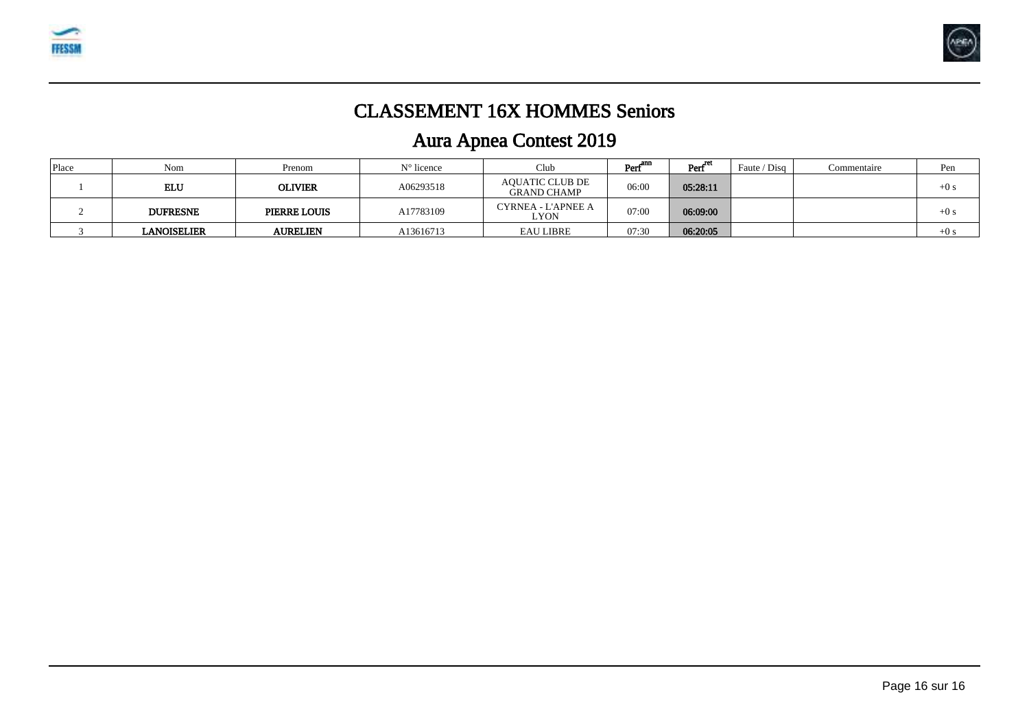# CLASSEMENT 16X HOMMES Seniors

## Aura Apnea Contest 2019

| Place | Nom | Prenom | N° licence | Club | Perf$^{ann}$ | Perf$^{ret}$ | Faute / Disq | Commentaire | Pen |
|---|---|---|---|---|---|---|---|---|---|
| 1 | **ELU** | **OLIVIER** | A06293518 | AQUATIC CLUB DE GRAND CHAMP | 06:00 | **05:28:11** | | | +0 s |
| 2 | **DUFRESNE** | **PIERRE LOUIS** | A17783109 | CYRNEA - L'APNEE A LYON | 07:00 | **06:09:00** | | | +0 s |
| 3 | **LANOISELIER** | **AURELIEN** | A13616713 | EAU LIBRE | 07:30 | **06:20:05** | | | +0 s |